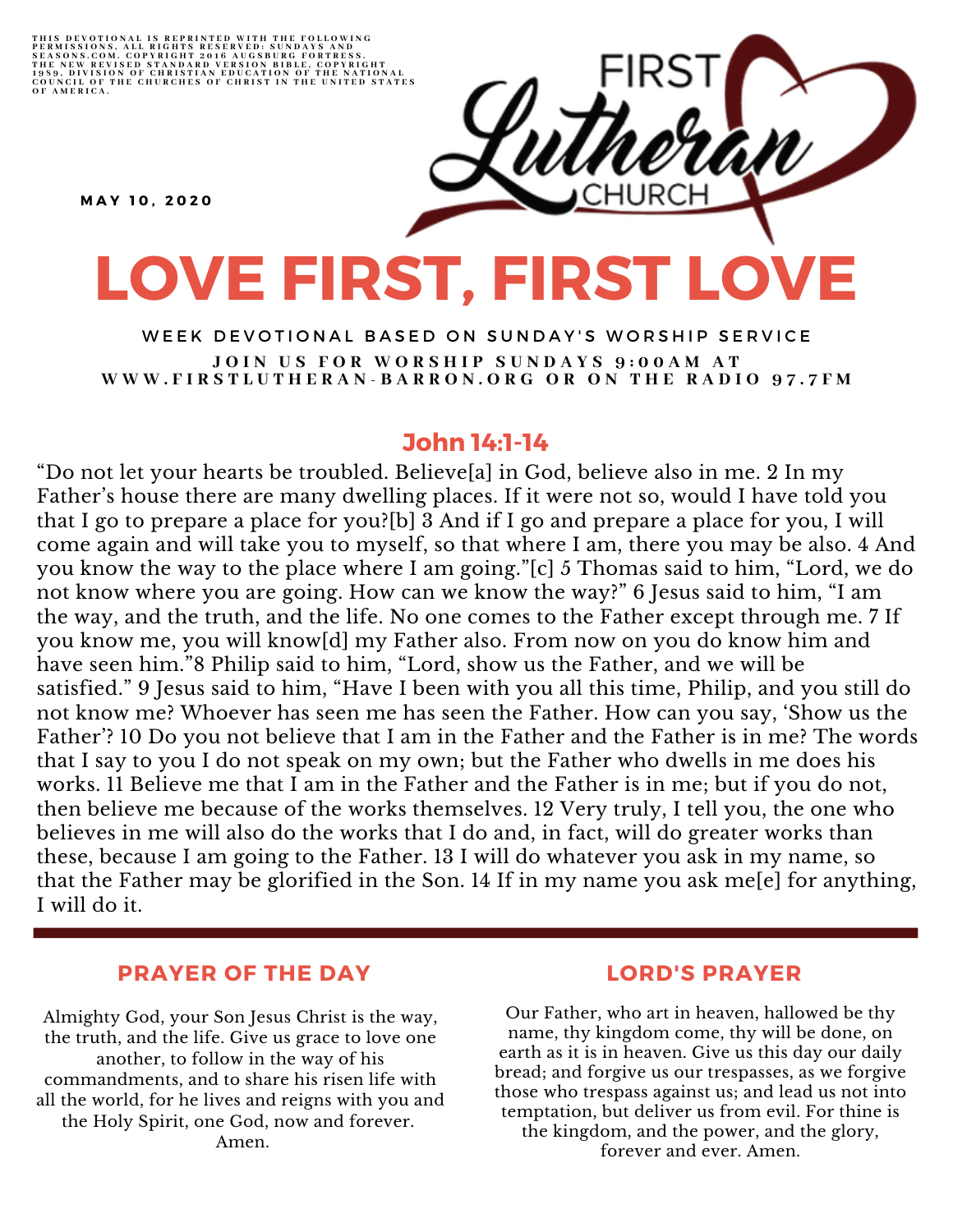THIS DEVOTIONAL IS REPRINTED WITH THE FOLLOWING PERMISSIONS, ALL RIGHTS RESERVED: SUNDAYS AND SEASONS.COM. COPYRIGHT 2016 AUGSBURG FORTRESS. THE NEW REVISED STANDARD VERSION BIBLE, COPYRIGHT 1989, DIVISION OF CHRISTIAN EDUCATION OF THE NATIONAL COUNCIL OF THE CHURCHES OF CHRIST IN THE UNITED STATES OF AMERICA.

MAY 10, 2020

FIRST Lutheran CHURCH

# LOVE FIRST, FIRST LOVE

WEEK DEVOTIONAL BASED ON SUNDAY'S WORSHIP SERVICE

JOIN US FOR WORSHIP SUNDAYS 9:00AM AT WWW.FIRSTLUTHERAN-BARRON.ORG OR ON THE RADIO 97.7FM

## John 14:1-14

"Do not let your hearts be troubled. Believe[a] in God, believe also in me. 2 In my Father's house there are many dwelling places. If it were not so, would I have told you that I go to prepare a place for you?[b] 3 And if I go and prepare a place for you, I will come again and will take you to myself, so that where I am, there you may be also. 4 And you know the way to the place where I am going."[c] 5 Thomas said to him, "Lord, we do not know where you are going. How can we know the way?" 6 Jesus said to him, "I am the way, and the truth, and the life. No one comes to the Father except through me. 7 If you know me, you will know[d] my Father also. From now on you do know him and have seen him."8 Philip said to him, "Lord, show us the Father, and we will be satisfied." 9 Jesus said to him, "Have I been with you all this time, Philip, and you still do not know me? Whoever has seen me has seen the Father. How can you say, 'Show us the Father'? 10 Do you not believe that I am in the Father and the Father is in me? The words that I say to you I do not speak on my own; but the Father who dwells in me does his works. 11 Believe me that I am in the Father and the Father is in me; but if you do not, then believe me because of the works themselves. 12 Very truly, I tell you, the one who believes in me will also do the works that I do and, in fact, will do greater works than these, because I am going to the Father. 13 I will do whatever you ask in my name, so that the Father may be glorified in the Son. 14 If in my name you ask me[e] for anything, I will do it.

---

## PRAYER OF THE DAY

Almighty God, your Son Jesus Christ is the way, the truth, and the life. Give us grace to love one another, to follow in the way of his commandments, and to share his risen life with all the world, for he lives and reigns with you and the Holy Spirit, one God, now and forever. Amen.

## LORD'S PRAYER

Our Father, who art in heaven, hallowed be thy name, thy kingdom come, thy will be done, on earth as it is in heaven. Give us this day our daily bread; and forgive us our trespasses, as we forgive those who trespass against us; and lead us not into temptation, but deliver us from evil. For thine is the kingdom, and the power, and the glory, forever and ever. Amen.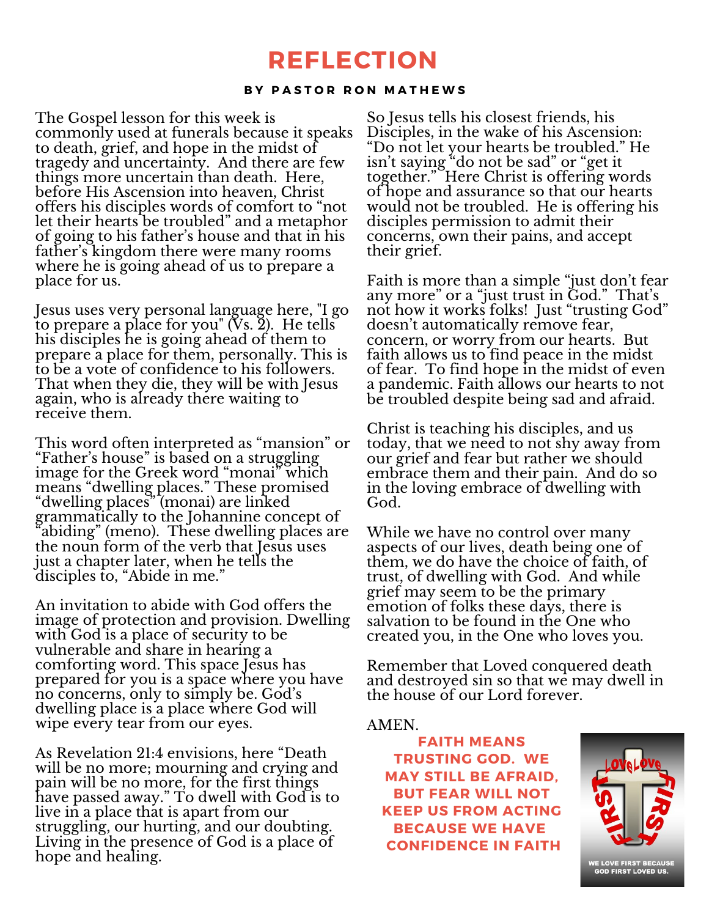# REFLECTION

**BY PASTOR RON MATHEWS**

The Gospel lesson for this week is commonly used at funerals because it speaks to death, grief, and hope in the midst of tragedy and uncertainty. And there are few things more uncertain than death. Here, before His Ascension into heaven, Christ offers his disciples words of comfort to "not let their hearts be troubled" and a metaphor of going to his father's house and that in his father's kingdom there were many rooms where he is going ahead of us to prepare a place for us.

Jesus uses very personal language here, "I go to prepare a place for you" (Vs. 2). He tells his disciples he is going ahead of them to prepare a place for them, personally. This is to be a vote of confidence to his followers. That when they die, they will be with Jesus again, who is already there waiting to receive them.

This word often interpreted as "mansion" or "Father's house" is based on a struggling image for the Greek word "monai" which means "dwelling places." These promised "dwelling places" (monai) are linked grammatically to the Johannine concept of "abiding" (meno). These dwelling places are the noun form of the verb that Jesus uses just a chapter later, when he tells the disciples to, "Abide in me."

An invitation to abide with God offers the image of protection and provision. Dwelling with God is a place of security to be vulnerable and share in hearing a comforting word. This space Jesus has prepared for you is a space where you have no concerns, only to simply be. God's dwelling place is a place where God will wipe every tear from our eyes.

As Revelation 21:4 envisions, here "Death will be no more; mourning and crying and pain will be no more, for the first things have passed away." To dwell with God is to live in a place that is apart from our struggling, our hurting, and our doubting. Living in the presence of God is a place of hope and healing.

So Jesus tells his closest friends, his Disciples, in the wake of his Ascension: "Do not let your hearts be troubled." He isn't saying "do not be sad" or "get it together." Here Christ is offering words of hope and assurance so that our hearts would not be troubled. He is offering his disciples permission to admit their concerns, own their pains, and accept their grief.

Faith is more than a simple "just don't fear any more" or a "just trust in God." That's not how it works folks! Just "trusting God" doesn't automatically remove fear, concern, or worry from our hearts. But faith allows us to find peace in the midst of fear. To find hope in the midst of even a pandemic. Faith allows our hearts to not be troubled despite being sad and afraid.

Christ is teaching his disciples, and us today, that we need to not shy away from our grief and fear but rather we should embrace them and their pain. And do so in the loving embrace of dwelling with God.

While we have no control over many aspects of our lives, death being one of them, we do have the choice of faith, of trust, of dwelling with God. And while grief may seem to be the primary emotion of folks these days, there is salvation to be found in the One who created you, in the One who loves you.

Remember that Loved conquered death and destroyed sin so that we may dwell in the house of our Lord forever.

AMEN.

**FAITH MEANS TRUSTING GOD. WE MAY STILL BE AFRAID, BUT FEAR WILL NOT KEEP US FROM ACTING BECAUSE WE HAVE CONFIDENCE IN FAITH**

LOVE LOVE FIRST FIRST

WE LOVE FIRST BECAUSE GOD FIRST LOVED US.